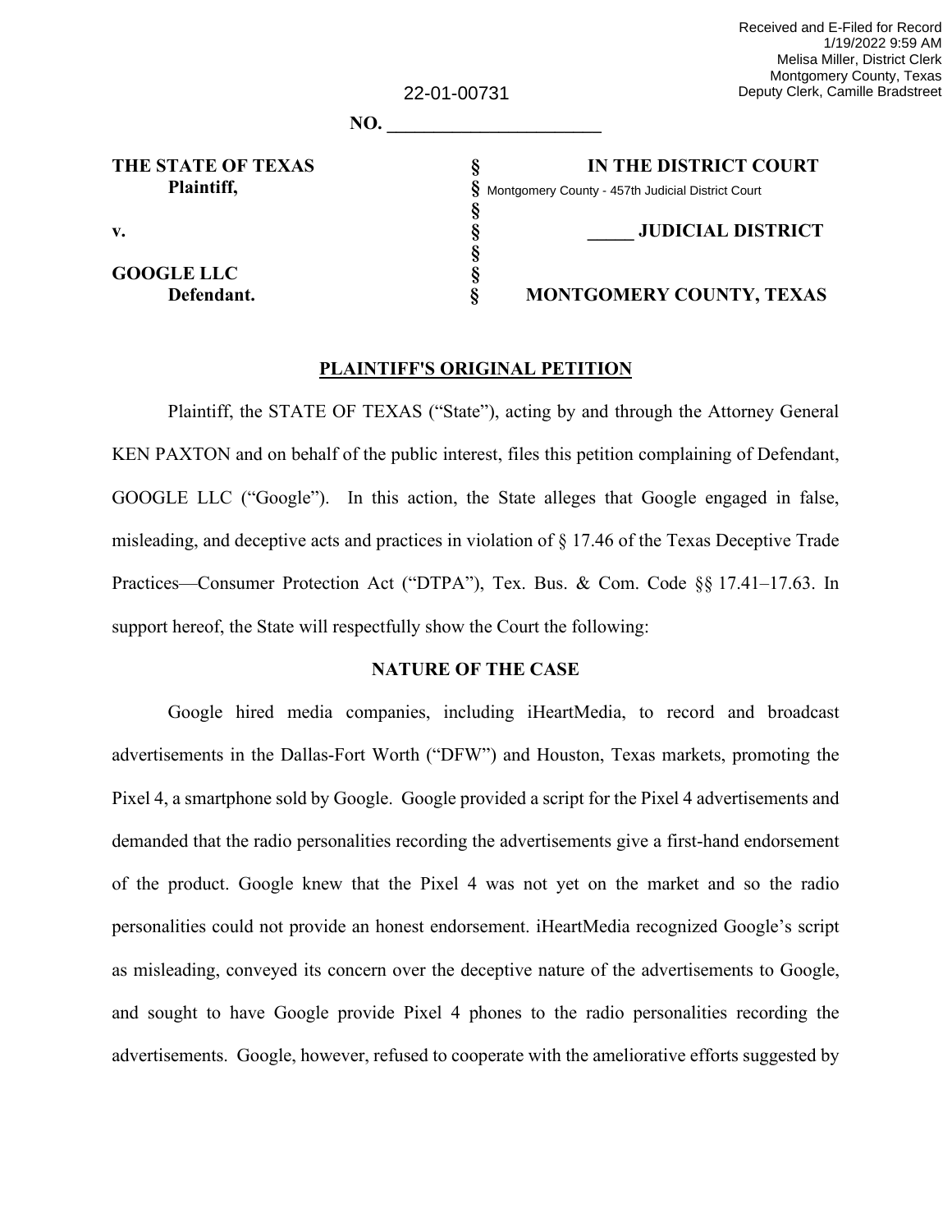Received and E-Filed for Record
1/19/2022 9:59 AM
Melisa Miller, District Clerk
Montgomery County, Texas
Deputy Clerk, Camille Bradstreet

22-01-00731

**NO. ______________________**

| | | |
|---|---|---|
| **THE STATE OF TEXAS** | **§** | **IN THE DISTRICT COURT** |
| **Plaintiff,** | **§** | Montgomery County - 457th Judicial District Court |
| | **§** | |
| **v.** | **§** | **_____ JUDICIAL DISTRICT** |
| | **§** | |
| **GOOGLE LLC** | **§** | |
| **Defendant.** | **§** | **MONTGOMERY COUNTY, TEXAS** |

**PLAINTIFF'S ORIGINAL PETITION**

Plaintiff, the STATE OF TEXAS ("State"), acting by and through the Attorney General KEN PAXTON and on behalf of the public interest, files this petition complaining of Defendant, GOOGLE LLC ("Google"). In this action, the State alleges that Google engaged in false, misleading, and deceptive acts and practices in violation of § 17.46 of the Texas Deceptive Trade Practices—Consumer Protection Act ("DTPA"), Tex. Bus. & Com. Code §§ 17.41–17.63. In support hereof, the State will respectfully show the Court the following:

**NATURE OF THE CASE**

Google hired media companies, including iHeartMedia, to record and broadcast advertisements in the Dallas-Fort Worth ("DFW") and Houston, Texas markets, promoting the Pixel 4, a smartphone sold by Google. Google provided a script for the Pixel 4 advertisements and demanded that the radio personalities recording the advertisements give a first-hand endorsement of the product. Google knew that the Pixel 4 was not yet on the market and so the radio personalities could not provide an honest endorsement. iHeartMedia recognized Google's script as misleading, conveyed its concern over the deceptive nature of the advertisements to Google, and sought to have Google provide Pixel 4 phones to the radio personalities recording the advertisements. Google, however, refused to cooperate with the ameliorative efforts suggested by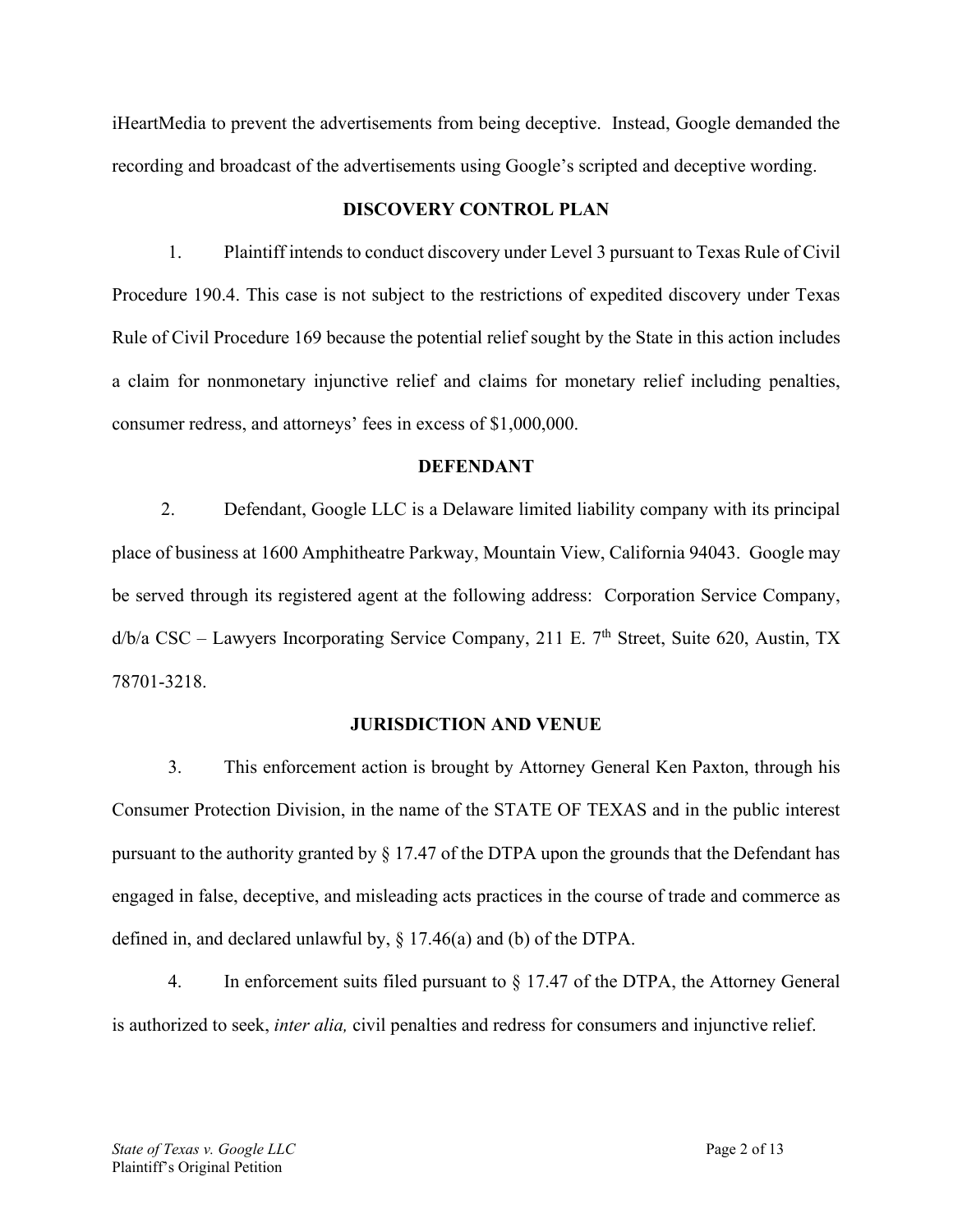iHeartMedia to prevent the advertisements from being deceptive. Instead, Google demanded the recording and broadcast of the advertisements using Google's scripted and deceptive wording.

## DISCOVERY CONTROL PLAN

1. Plaintiff intends to conduct discovery under Level 3 pursuant to Texas Rule of Civil Procedure 190.4. This case is not subject to the restrictions of expedited discovery under Texas Rule of Civil Procedure 169 because the potential relief sought by the State in this action includes a claim for nonmonetary injunctive relief and claims for monetary relief including penalties, consumer redress, and attorneys' fees in excess of $1,000,000.

## DEFENDANT

2. Defendant, Google LLC is a Delaware limited liability company with its principal place of business at 1600 Amphitheatre Parkway, Mountain View, California 94043. Google may be served through its registered agent at the following address: Corporation Service Company, d/b/a CSC – Lawyers Incorporating Service Company, 211 E. 7th Street, Suite 620, Austin, TX 78701-3218.

## JURISDICTION AND VENUE

3. This enforcement action is brought by Attorney General Ken Paxton, through his Consumer Protection Division, in the name of the STATE OF TEXAS and in the public interest pursuant to the authority granted by § 17.47 of the DTPA upon the grounds that the Defendant has engaged in false, deceptive, and misleading acts practices in the course of trade and commerce as defined in, and declared unlawful by, § 17.46(a) and (b) of the DTPA.

4. In enforcement suits filed pursuant to § 17.47 of the DTPA, the Attorney General is authorized to seek, *inter alia,* civil penalties and redress for consumers and injunctive relief.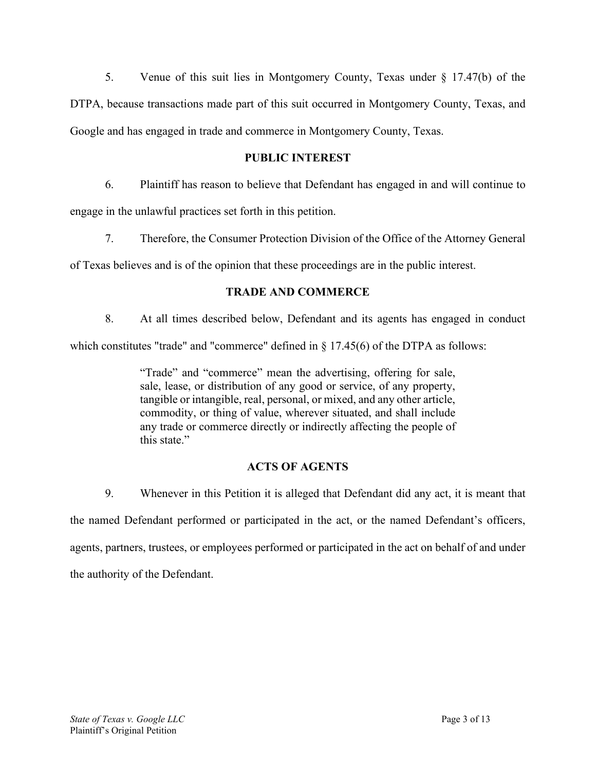5. Venue of this suit lies in Montgomery County, Texas under § 17.47(b) of the DTPA, because transactions made part of this suit occurred in Montgomery County, Texas, and Google and has engaged in trade and commerce in Montgomery County, Texas.

## PUBLIC INTEREST

6. Plaintiff has reason to believe that Defendant has engaged in and will continue to engage in the unlawful practices set forth in this petition.

7. Therefore, the Consumer Protection Division of the Office of the Attorney General of Texas believes and is of the opinion that these proceedings are in the public interest.

## TRADE AND COMMERCE

8. At all times described below, Defendant and its agents has engaged in conduct which constitutes "trade" and "commerce" defined in § 17.45(6) of the DTPA as follows:

> "Trade" and "commerce" mean the advertising, offering for sale, sale, lease, or distribution of any good or service, of any property, tangible or intangible, real, personal, or mixed, and any other article, commodity, or thing of value, wherever situated, and shall include any trade or commerce directly or indirectly affecting the people of this state."

## ACTS OF AGENTS

9. Whenever in this Petition it is alleged that Defendant did any act, it is meant that the named Defendant performed or participated in the act, or the named Defendant's officers, agents, partners, trustees, or employees performed or participated in the act on behalf of and under the authority of the Defendant.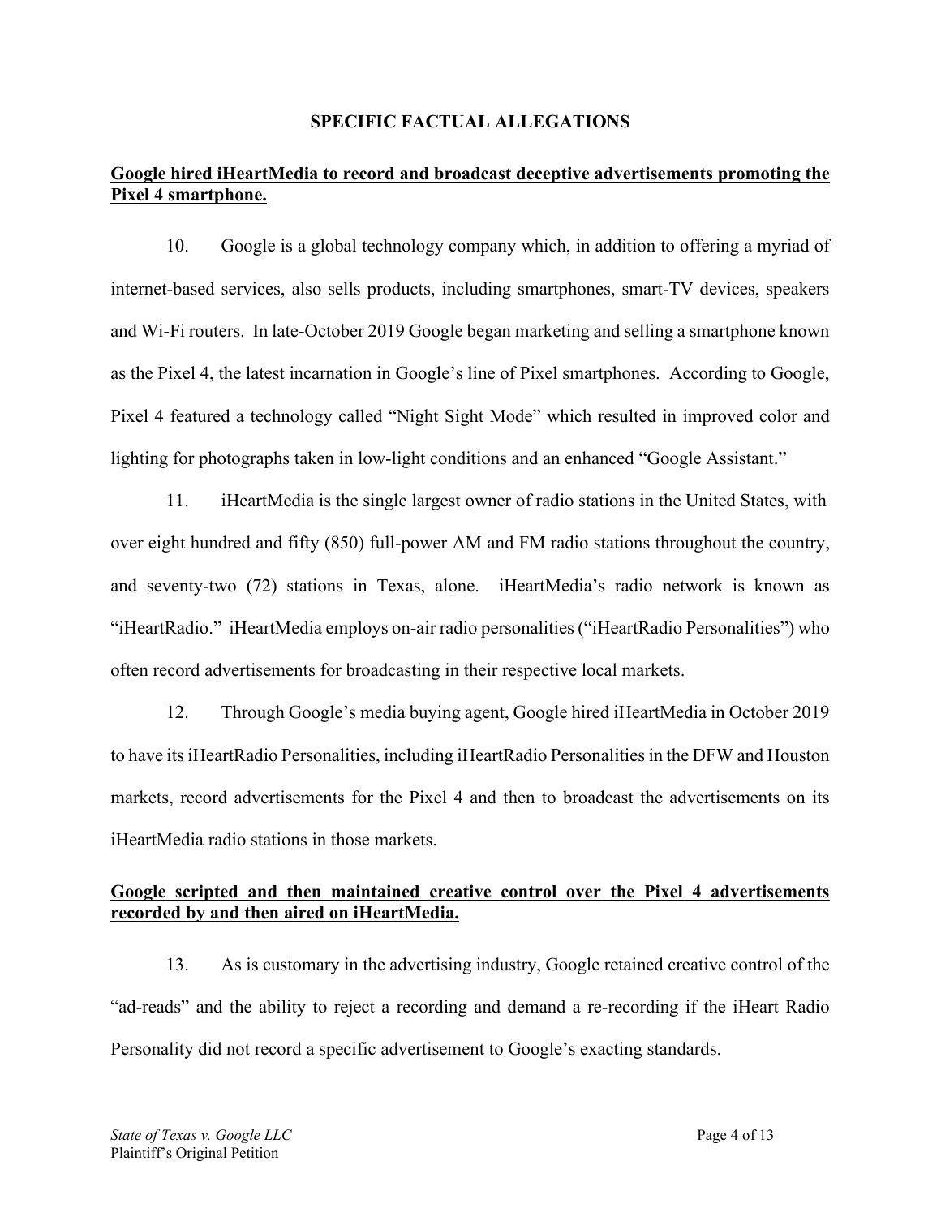## SPECIFIC FACTUAL ALLEGATIONS

**Google hired iHeartMedia to record and broadcast deceptive advertisements promoting the Pixel 4 smartphone.**

10. Google is a global technology company which, in addition to offering a myriad of internet-based services, also sells products, including smartphones, smart-TV devices, speakers and Wi-Fi routers. In late-October 2019 Google began marketing and selling a smartphone known as the Pixel 4, the latest incarnation in Google's line of Pixel smartphones. According to Google, Pixel 4 featured a technology called "Night Sight Mode" which resulted in improved color and lighting for photographs taken in low-light conditions and an enhanced "Google Assistant."

11. iHeartMedia is the single largest owner of radio stations in the United States, with over eight hundred and fifty (850) full-power AM and FM radio stations throughout the country, and seventy-two (72) stations in Texas, alone. iHeartMedia's radio network is known as "iHeartRadio." iHeartMedia employs on-air radio personalities ("iHeartRadio Personalities") who often record advertisements for broadcasting in their respective local markets.

12. Through Google's media buying agent, Google hired iHeartMedia in October 2019 to have its iHeartRadio Personalities, including iHeartRadio Personalities in the DFW and Houston markets, record advertisements for the Pixel 4 and then to broadcast the advertisements on its iHeartMedia radio stations in those markets.

**Google scripted and then maintained creative control over the Pixel 4 advertisements recorded by and then aired on iHeartMedia.**

13. As is customary in the advertising industry, Google retained creative control of the "ad-reads" and the ability to reject a recording and demand a re-recording if the iHeart Radio Personality did not record a specific advertisement to Google's exacting standards.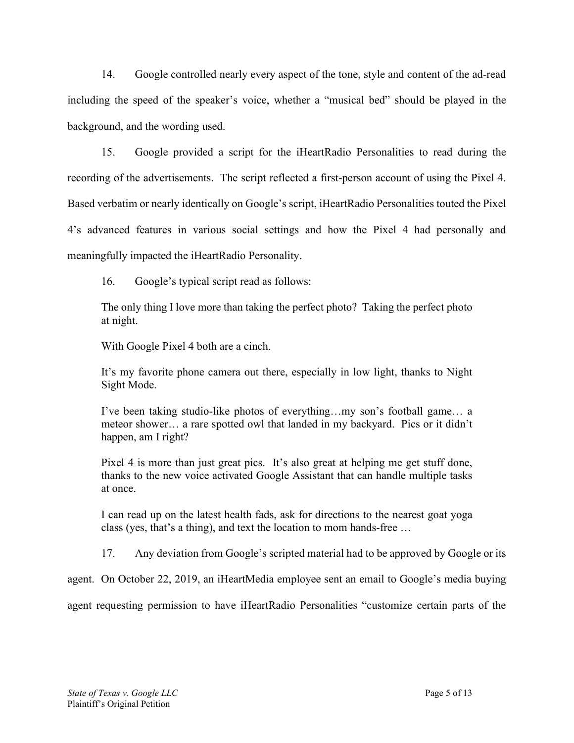14. Google controlled nearly every aspect of the tone, style and content of the ad-read including the speed of the speaker's voice, whether a "musical bed" should be played in the background, and the wording used.

15. Google provided a script for the iHeartRadio Personalities to read during the recording of the advertisements. The script reflected a first-person account of using the Pixel 4. Based verbatim or nearly identically on Google's script, iHeartRadio Personalities touted the Pixel 4's advanced features in various social settings and how the Pixel 4 had personally and meaningfully impacted the iHeartRadio Personality.

16. Google's typical script read as follows:

> The only thing I love more than taking the perfect photo? Taking the perfect photo at night.
>
> With Google Pixel 4 both are a cinch.
>
> It's my favorite phone camera out there, especially in low light, thanks to Night Sight Mode.
>
> I've been taking studio-like photos of everything…my son's football game… a meteor shower… a rare spotted owl that landed in my backyard. Pics or it didn't happen, am I right?
>
> Pixel 4 is more than just great pics. It's also great at helping me get stuff done, thanks to the new voice activated Google Assistant that can handle multiple tasks at once.
>
> I can read up on the latest health fads, ask for directions to the nearest goat yoga class (yes, that's a thing), and text the location to mom hands-free …

17. Any deviation from Google's scripted material had to be approved by Google or its agent. On October 22, 2019, an iHeartMedia employee sent an email to Google's media buying agent requesting permission to have iHeartRadio Personalities "customize certain parts of the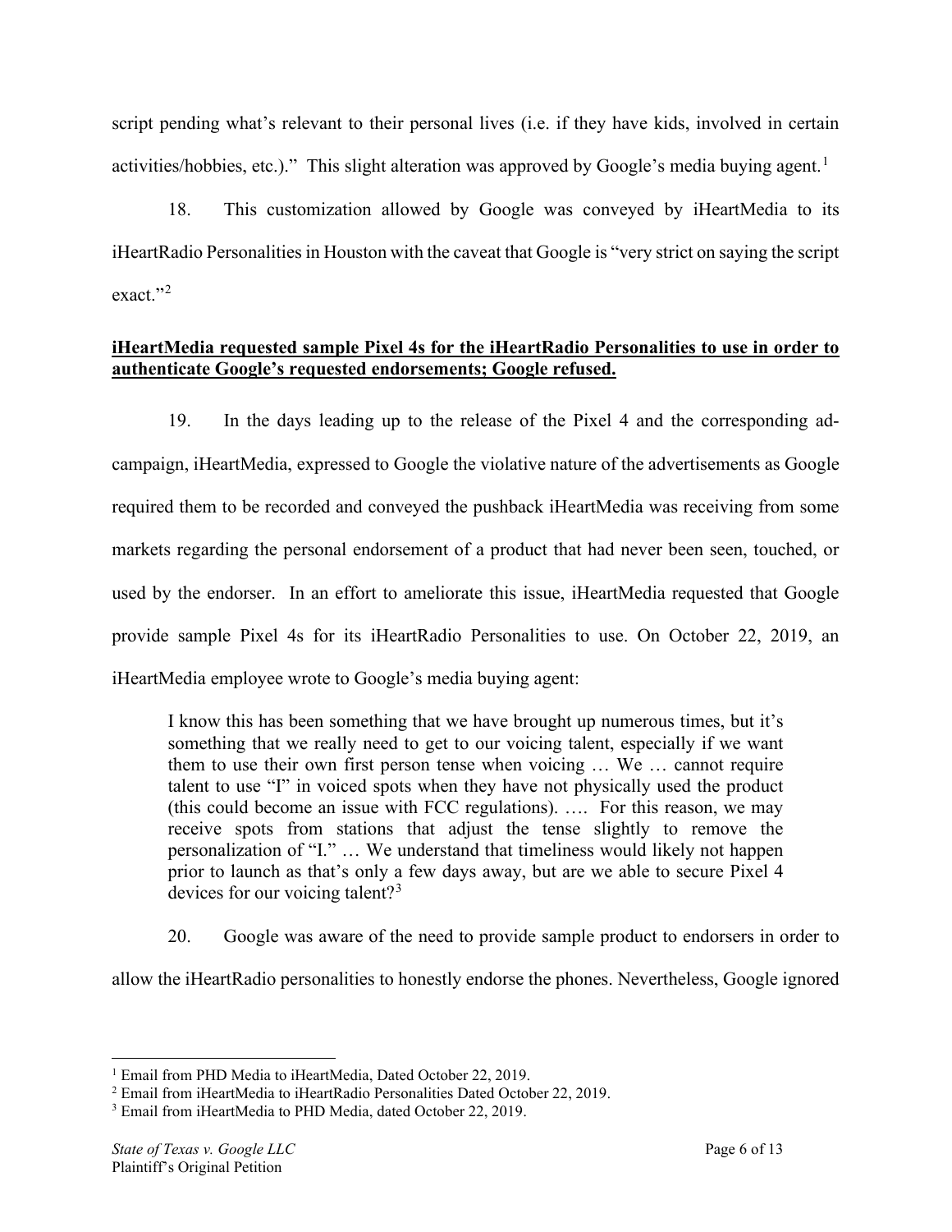script pending what's relevant to their personal lives (i.e. if they have kids, involved in certain activities/hobbies, etc.)." This slight alteration was approved by Google's media buying agent.[1]

18. This customization allowed by Google was conveyed by iHeartMedia to its iHeartRadio Personalities in Houston with the caveat that Google is "very strict on saying the script exact."[2]

**iHeartMedia requested sample Pixel 4s for the iHeartRadio Personalities to use in order to authenticate Google's requested endorsements; Google refused.**

19. In the days leading up to the release of the Pixel 4 and the corresponding ad-campaign, iHeartMedia, expressed to Google the violative nature of the advertisements as Google required them to be recorded and conveyed the pushback iHeartMedia was receiving from some markets regarding the personal endorsement of a product that had never been seen, touched, or used by the endorser. In an effort to ameliorate this issue, iHeartMedia requested that Google provide sample Pixel 4s for its iHeartRadio Personalities to use. On October 22, 2019, an iHeartMedia employee wrote to Google's media buying agent:

> I know this has been something that we have brought up numerous times, but it's something that we really need to get to our voicing talent, especially if we want them to use their own first person tense when voicing … We … cannot require talent to use "I" in voiced spots when they have not physically used the product (this could become an issue with FCC regulations). …. For this reason, we may receive spots from stations that adjust the tense slightly to remove the personalization of "I." … We understand that timeliness would likely not happen prior to launch as that's only a few days away, but are we able to secure Pixel 4 devices for our voicing talent?[3]

20. Google was aware of the need to provide sample product to endorsers in order to allow the iHeartRadio personalities to honestly endorse the phones. Nevertheless, Google ignored

---

[1] Email from PHD Media to iHeartMedia, Dated October 22, 2019.

[2] Email from iHeartMedia to iHeartRadio Personalities Dated October 22, 2019.

[3] Email from iHeartMedia to PHD Media, dated October 22, 2019.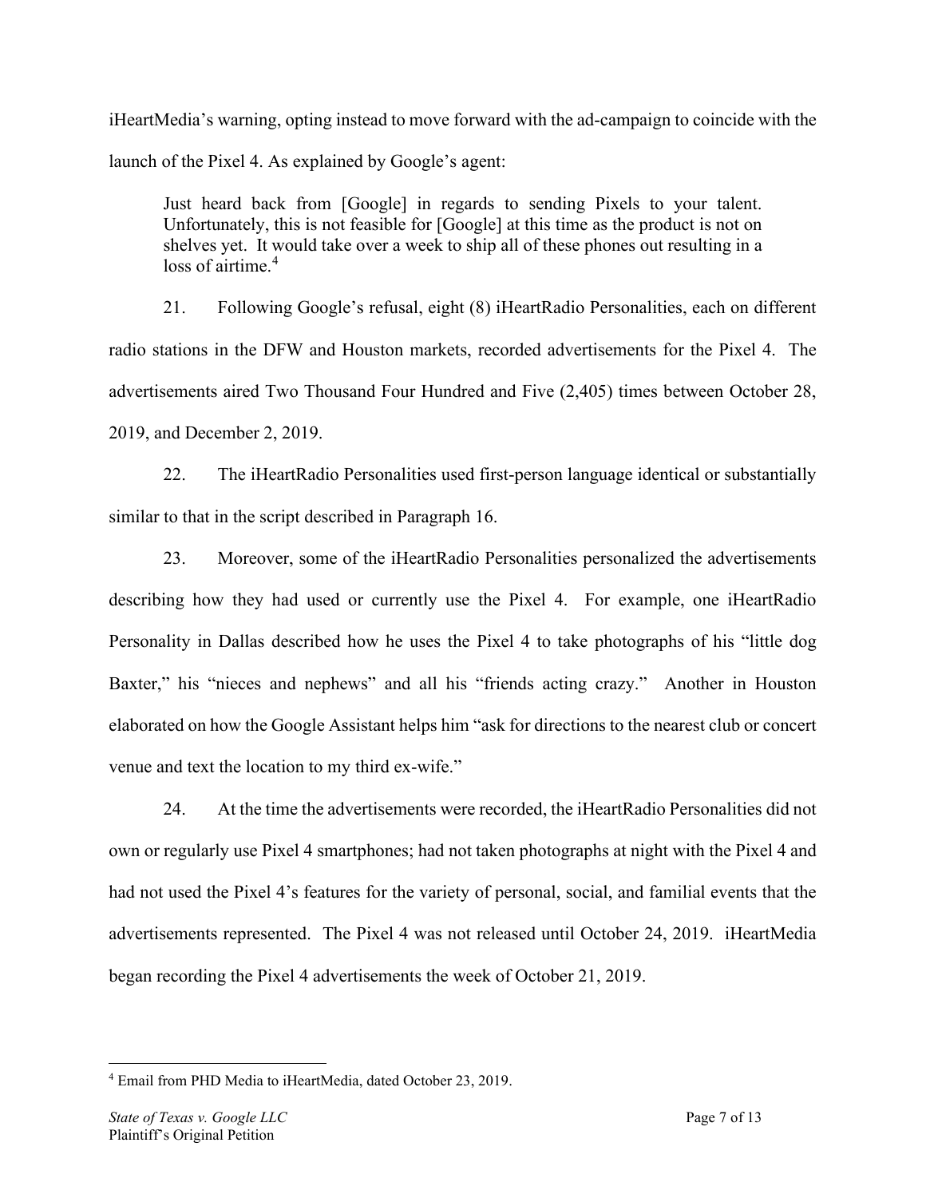iHeartMedia's warning, opting instead to move forward with the ad-campaign to coincide with the launch of the Pixel 4. As explained by Google's agent:

> Just heard back from [Google] in regards to sending Pixels to your talent. Unfortunately, this is not feasible for [Google] at this time as the product is not on shelves yet. It would take over a week to ship all of these phones out resulting in a loss of airtime.[4]

21. Following Google's refusal, eight (8) iHeartRadio Personalities, each on different radio stations in the DFW and Houston markets, recorded advertisements for the Pixel 4. The advertisements aired Two Thousand Four Hundred and Five (2,405) times between October 28, 2019, and December 2, 2019.

22. The iHeartRadio Personalities used first-person language identical or substantially similar to that in the script described in Paragraph 16.

23. Moreover, some of the iHeartRadio Personalities personalized the advertisements describing how they had used or currently use the Pixel 4. For example, one iHeartRadio Personality in Dallas described how he uses the Pixel 4 to take photographs of his "little dog Baxter," his "nieces and nephews" and all his "friends acting crazy." Another in Houston elaborated on how the Google Assistant helps him "ask for directions to the nearest club or concert venue and text the location to my third ex-wife."

24. At the time the advertisements were recorded, the iHeartRadio Personalities did not own or regularly use Pixel 4 smartphones; had not taken photographs at night with the Pixel 4 and had not used the Pixel 4's features for the variety of personal, social, and familial events that the advertisements represented. The Pixel 4 was not released until October 24, 2019. iHeartMedia began recording the Pixel 4 advertisements the week of October 21, 2019.

---

[4] Email from PHD Media to iHeartMedia, dated October 23, 2019.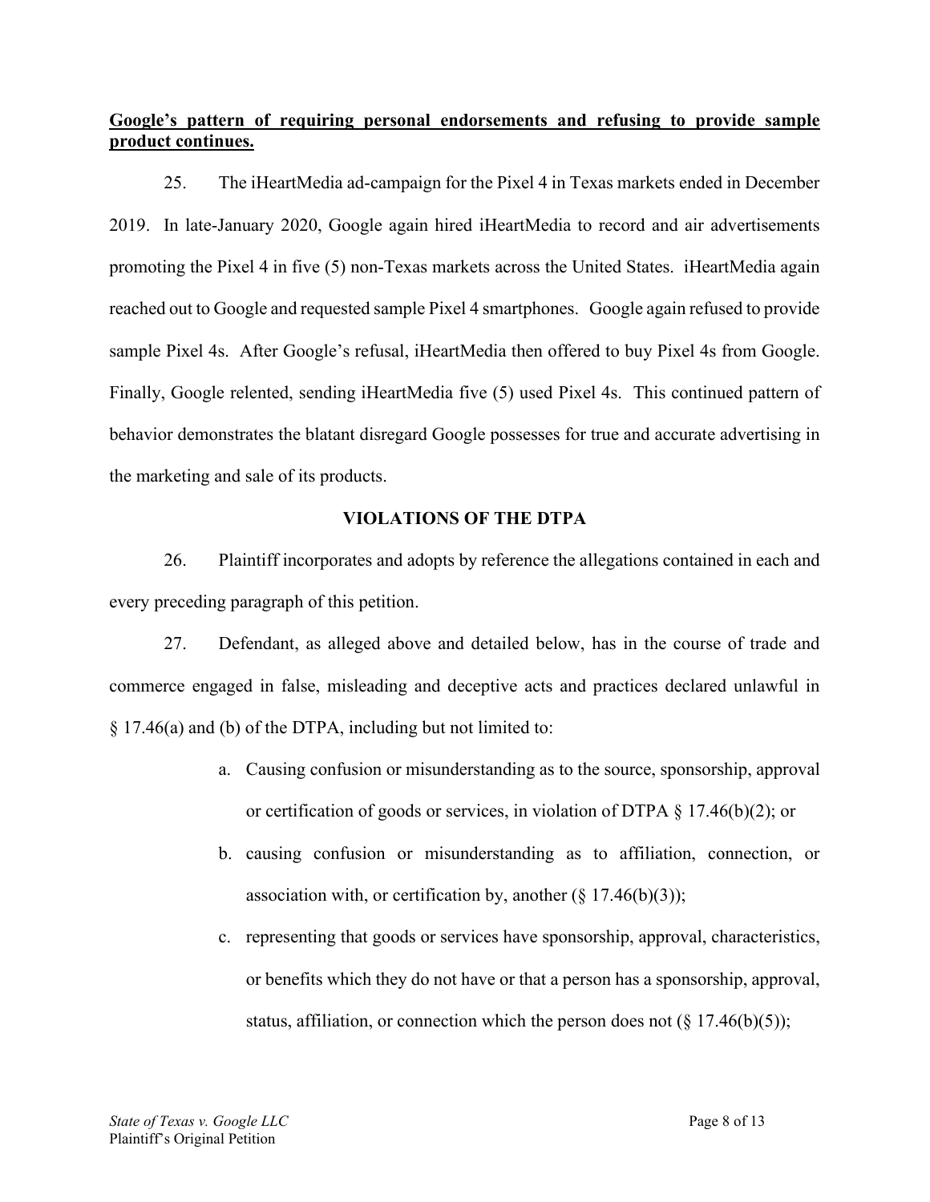**<u>Google's pattern of requiring personal endorsements and refusing to provide sample product continues.</u>**

25. The iHeartMedia ad-campaign for the Pixel 4 in Texas markets ended in December 2019. In late-January 2020, Google again hired iHeartMedia to record and air advertisements promoting the Pixel 4 in five (5) non-Texas markets across the United States. iHeartMedia again reached out to Google and requested sample Pixel 4 smartphones. Google again refused to provide sample Pixel 4s. After Google's refusal, iHeartMedia then offered to buy Pixel 4s from Google. Finally, Google relented, sending iHeartMedia five (5) used Pixel 4s. This continued pattern of behavior demonstrates the blatant disregard Google possesses for true and accurate advertising in the marketing and sale of its products.

## VIOLATIONS OF THE DTPA

26. Plaintiff incorporates and adopts by reference the allegations contained in each and every preceding paragraph of this petition.

27. Defendant, as alleged above and detailed below, has in the course of trade and commerce engaged in false, misleading and deceptive acts and practices declared unlawful in § 17.46(a) and (b) of the DTPA, including but not limited to:

a. Causing confusion or misunderstanding as to the source, sponsorship, approval or certification of goods or services, in violation of DTPA § 17.46(b)(2); or

b. causing confusion or misunderstanding as to affiliation, connection, or association with, or certification by, another (§ 17.46(b)(3));

c. representing that goods or services have sponsorship, approval, characteristics, or benefits which they do not have or that a person has a sponsorship, approval, status, affiliation, or connection which the person does not (§ 17.46(b)(5));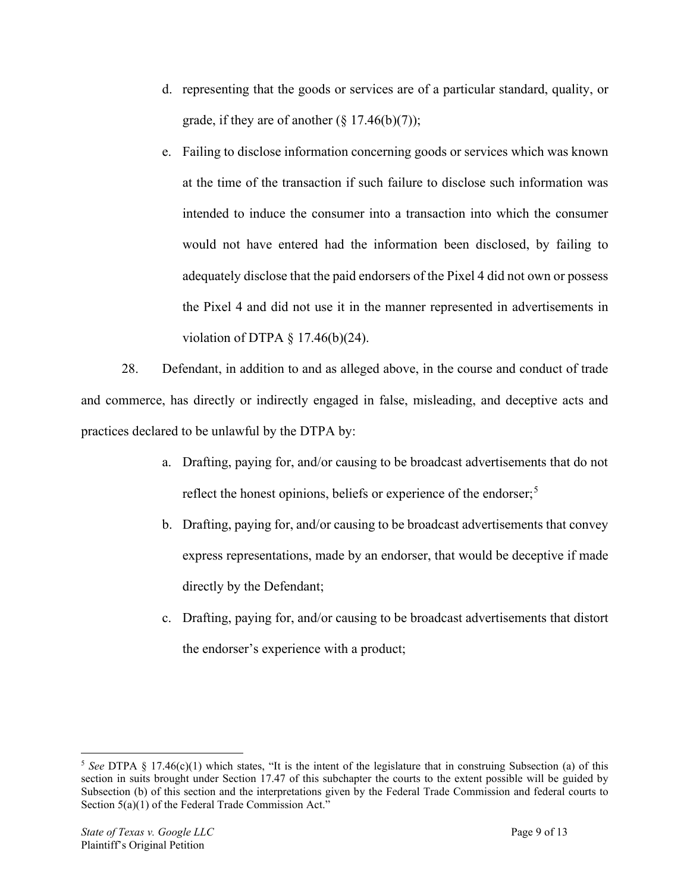d. representing that the goods or services are of a particular standard, quality, or grade, if they are of another (§ 17.46(b)(7));

e. Failing to disclose information concerning goods or services which was known at the time of the transaction if such failure to disclose such information was intended to induce the consumer into a transaction into which the consumer would not have entered had the information been disclosed, by failing to adequately disclose that the paid endorsers of the Pixel 4 did not own or possess the Pixel 4 and did not use it in the manner represented in advertisements in violation of DTPA § 17.46(b)(24).

28. Defendant, in addition to and as alleged above, in the course and conduct of trade and commerce, has directly or indirectly engaged in false, misleading, and deceptive acts and practices declared to be unlawful by the DTPA by:

a. Drafting, paying for, and/or causing to be broadcast advertisements that do not reflect the honest opinions, beliefs or experience of the endorser;[5]

b. Drafting, paying for, and/or causing to be broadcast advertisements that convey express representations, made by an endorser, that would be deceptive if made directly by the Defendant;

c. Drafting, paying for, and/or causing to be broadcast advertisements that distort the endorser's experience with a product;

---

[5] *See* DTPA § 17.46(c)(1) which states, "It is the intent of the legislature that in construing Subsection (a) of this section in suits brought under Section 17.47 of this subchapter the courts to the extent possible will be guided by Subsection (b) of this section and the interpretations given by the Federal Trade Commission and federal courts to Section 5(a)(1) of the Federal Trade Commission Act."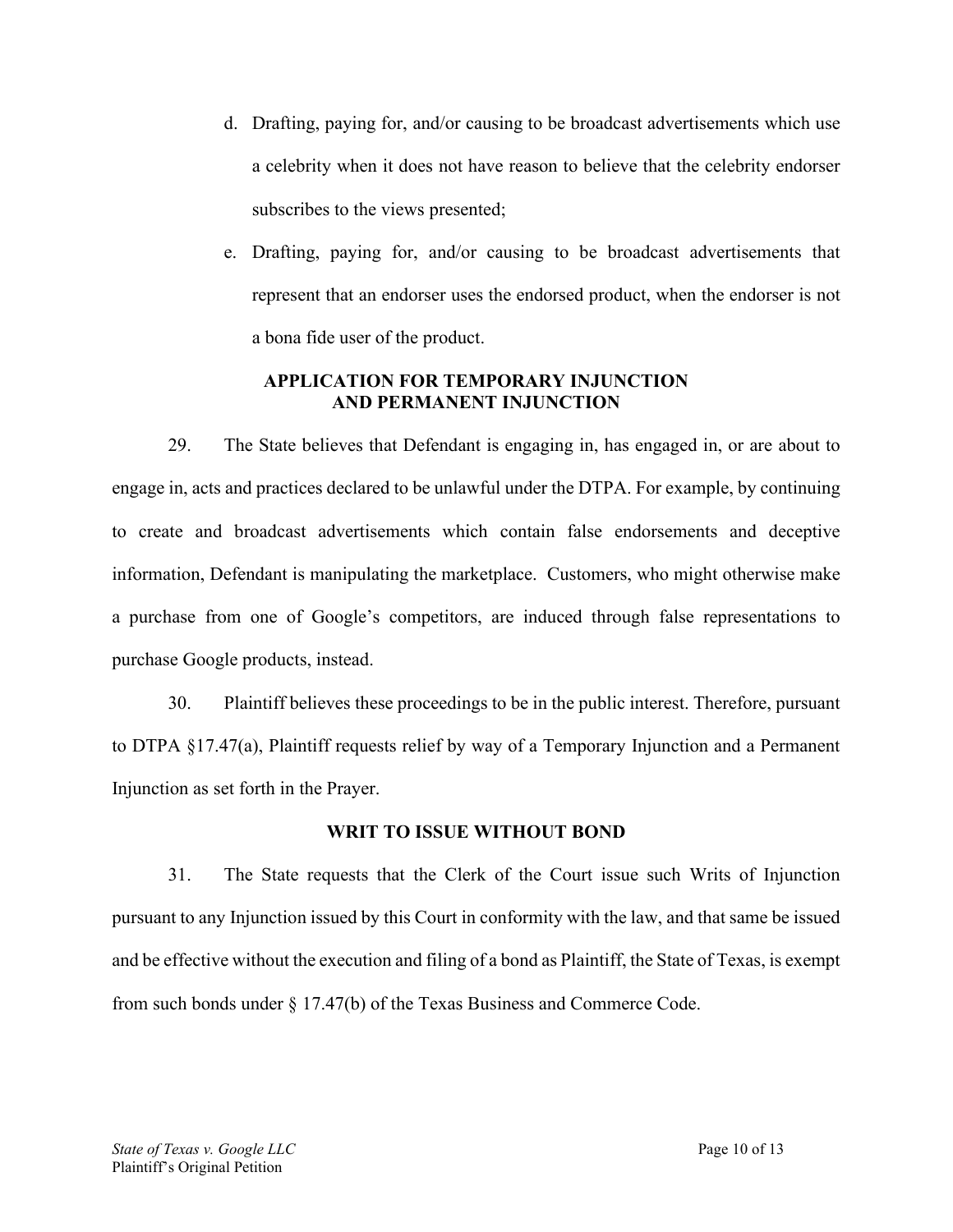d. Drafting, paying for, and/or causing to be broadcast advertisements which use a celebrity when it does not have reason to believe that the celebrity endorser subscribes to the views presented;

e. Drafting, paying for, and/or causing to be broadcast advertisements that represent that an endorser uses the endorsed product, when the endorser is not a bona fide user of the product.

## APPLICATION FOR TEMPORARY INJUNCTION AND PERMANENT INJUNCTION

29. The State believes that Defendant is engaging in, has engaged in, or are about to engage in, acts and practices declared to be unlawful under the DTPA. For example, by continuing to create and broadcast advertisements which contain false endorsements and deceptive information, Defendant is manipulating the marketplace. Customers, who might otherwise make a purchase from one of Google's competitors, are induced through false representations to purchase Google products, instead.

30. Plaintiff believes these proceedings to be in the public interest. Therefore, pursuant to DTPA §17.47(a), Plaintiff requests relief by way of a Temporary Injunction and a Permanent Injunction as set forth in the Prayer.

## WRIT TO ISSUE WITHOUT BOND

31. The State requests that the Clerk of the Court issue such Writs of Injunction pursuant to any Injunction issued by this Court in conformity with the law, and that same be issued and be effective without the execution and filing of a bond as Plaintiff, the State of Texas, is exempt from such bonds under § 17.47(b) of the Texas Business and Commerce Code.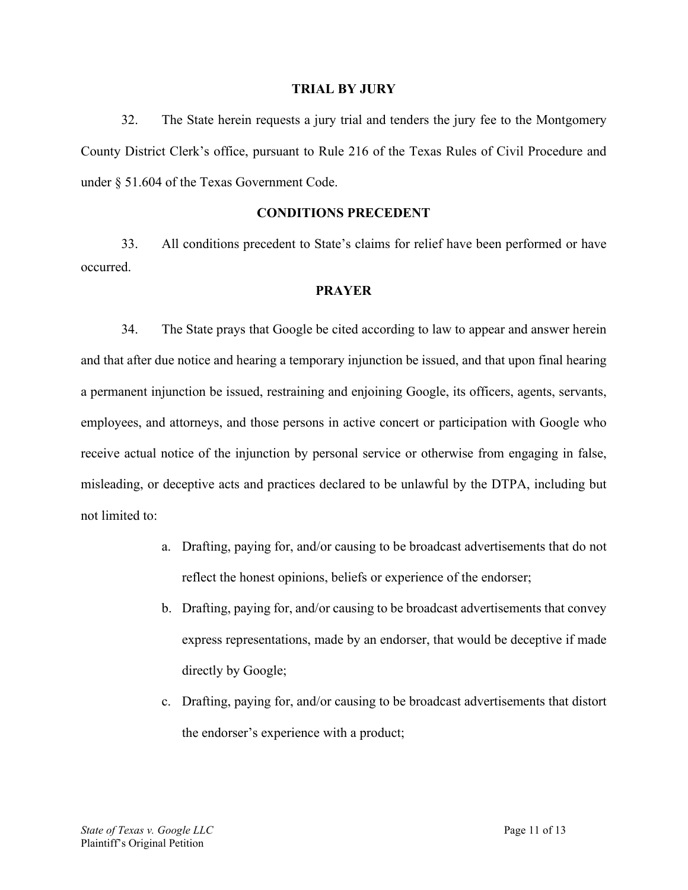## TRIAL BY JURY

32. The State herein requests a jury trial and tenders the jury fee to the Montgomery County District Clerk's office, pursuant to Rule 216 of the Texas Rules of Civil Procedure and under § 51.604 of the Texas Government Code.

## CONDITIONS PRECEDENT

33. All conditions precedent to State's claims for relief have been performed or have occurred.

## PRAYER

34. The State prays that Google be cited according to law to appear and answer herein and that after due notice and hearing a temporary injunction be issued, and that upon final hearing a permanent injunction be issued, restraining and enjoining Google, its officers, agents, servants, employees, and attorneys, and those persons in active concert or participation with Google who receive actual notice of the injunction by personal service or otherwise from engaging in false, misleading, or deceptive acts and practices declared to be unlawful by the DTPA, including but not limited to:

a. Drafting, paying for, and/or causing to be broadcast advertisements that do not reflect the honest opinions, beliefs or experience of the endorser;

b. Drafting, paying for, and/or causing to be broadcast advertisements that convey express representations, made by an endorser, that would be deceptive if made directly by Google;

c. Drafting, paying for, and/or causing to be broadcast advertisements that distort the endorser's experience with a product;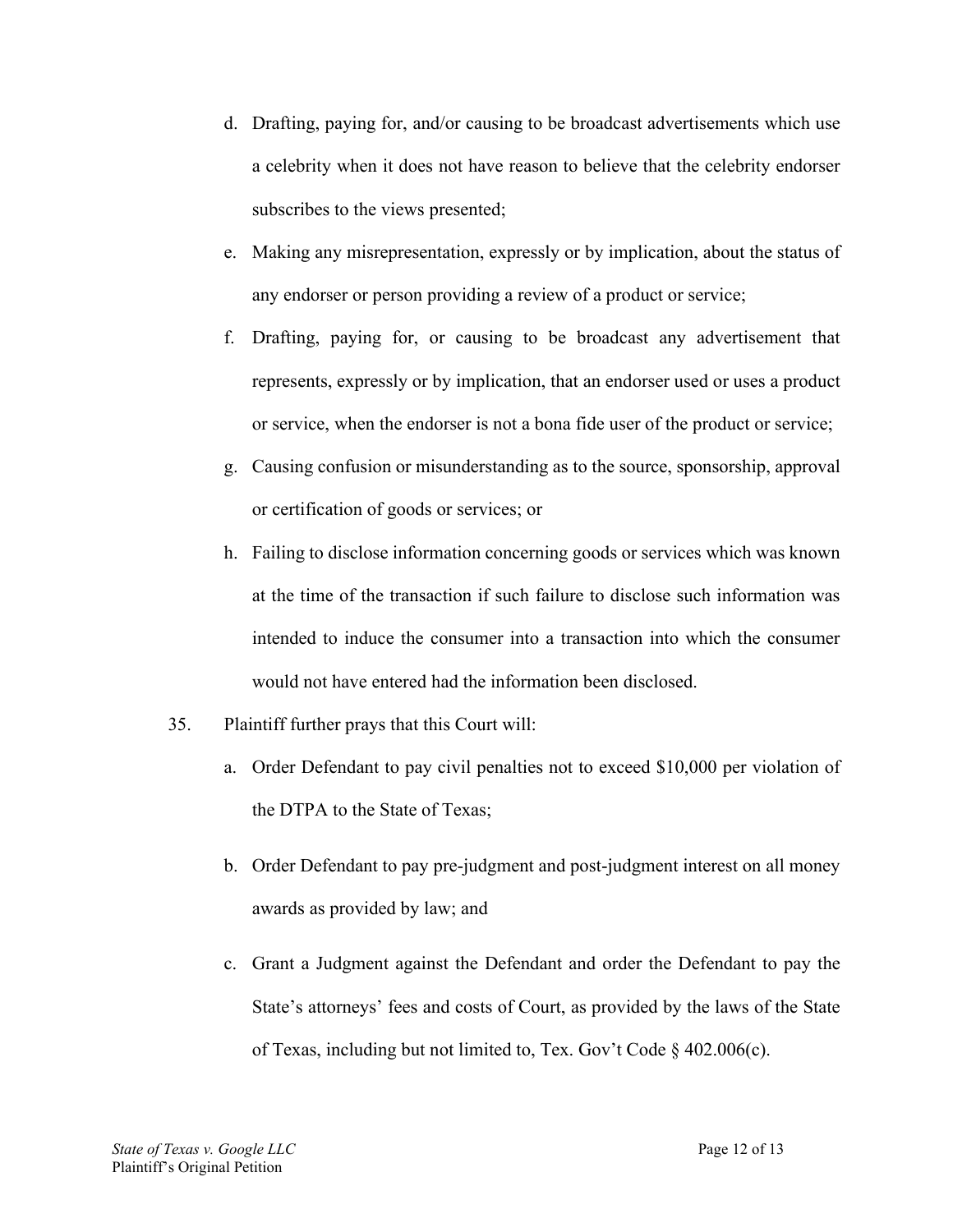d. Drafting, paying for, and/or causing to be broadcast advertisements which use a celebrity when it does not have reason to believe that the celebrity endorser subscribes to the views presented;

e. Making any misrepresentation, expressly or by implication, about the status of any endorser or person providing a review of a product or service;

f. Drafting, paying for, or causing to be broadcast any advertisement that represents, expressly or by implication, that an endorser used or uses a product or service, when the endorser is not a bona fide user of the product or service;

g. Causing confusion or misunderstanding as to the source, sponsorship, approval or certification of goods or services; or

h. Failing to disclose information concerning goods or services which was known at the time of the transaction if such failure to disclose such information was intended to induce the consumer into a transaction into which the consumer would not have entered had the information been disclosed.

35. Plaintiff further prays that this Court will:

a. Order Defendant to pay civil penalties not to exceed $10,000 per violation of the DTPA to the State of Texas;

b. Order Defendant to pay pre-judgment and post-judgment interest on all money awards as provided by law; and

c. Grant a Judgment against the Defendant and order the Defendant to pay the State's attorneys' fees and costs of Court, as provided by the laws of the State of Texas, including but not limited to, Tex. Gov't Code § 402.006(c).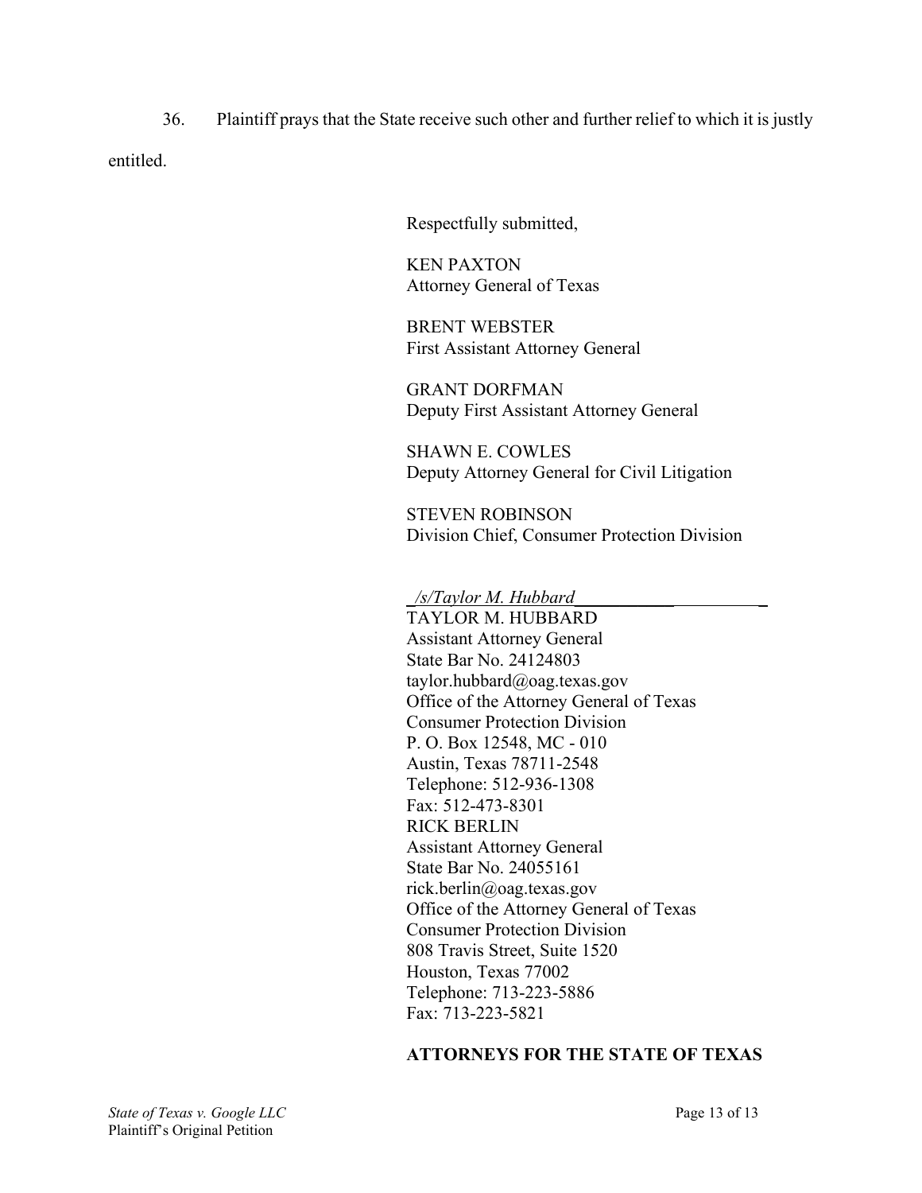36. Plaintiff prays that the State receive such other and further relief to which it is justly entitled.

Respectfully submitted,

KEN PAXTON
Attorney General of Texas

BRENT WEBSTER
First Assistant Attorney General

GRANT DORFMAN
Deputy First Assistant Attorney General

SHAWN E. COWLES
Deputy Attorney General for Civil Litigation

STEVEN ROBINSON
Division Chief, Consumer Protection Division

*/s/Taylor M. Hubbard*
TAYLOR M. HUBBARD
Assistant Attorney General
State Bar No. 24124803
taylor.hubbard@oag.texas.gov
Office of the Attorney General of Texas
Consumer Protection Division
P. O. Box 12548, MC - 010
Austin, Texas 78711-2548
Telephone: 512-936-1308
Fax: 512-473-8301
RICK BERLIN
Assistant Attorney General
State Bar No. 24055161
rick.berlin@oag.texas.gov
Office of the Attorney General of Texas
Consumer Protection Division
808 Travis Street, Suite 1520
Houston, Texas 77002
Telephone: 713-223-5886
Fax: 713-223-5821

**ATTORNEYS FOR THE STATE OF TEXAS**